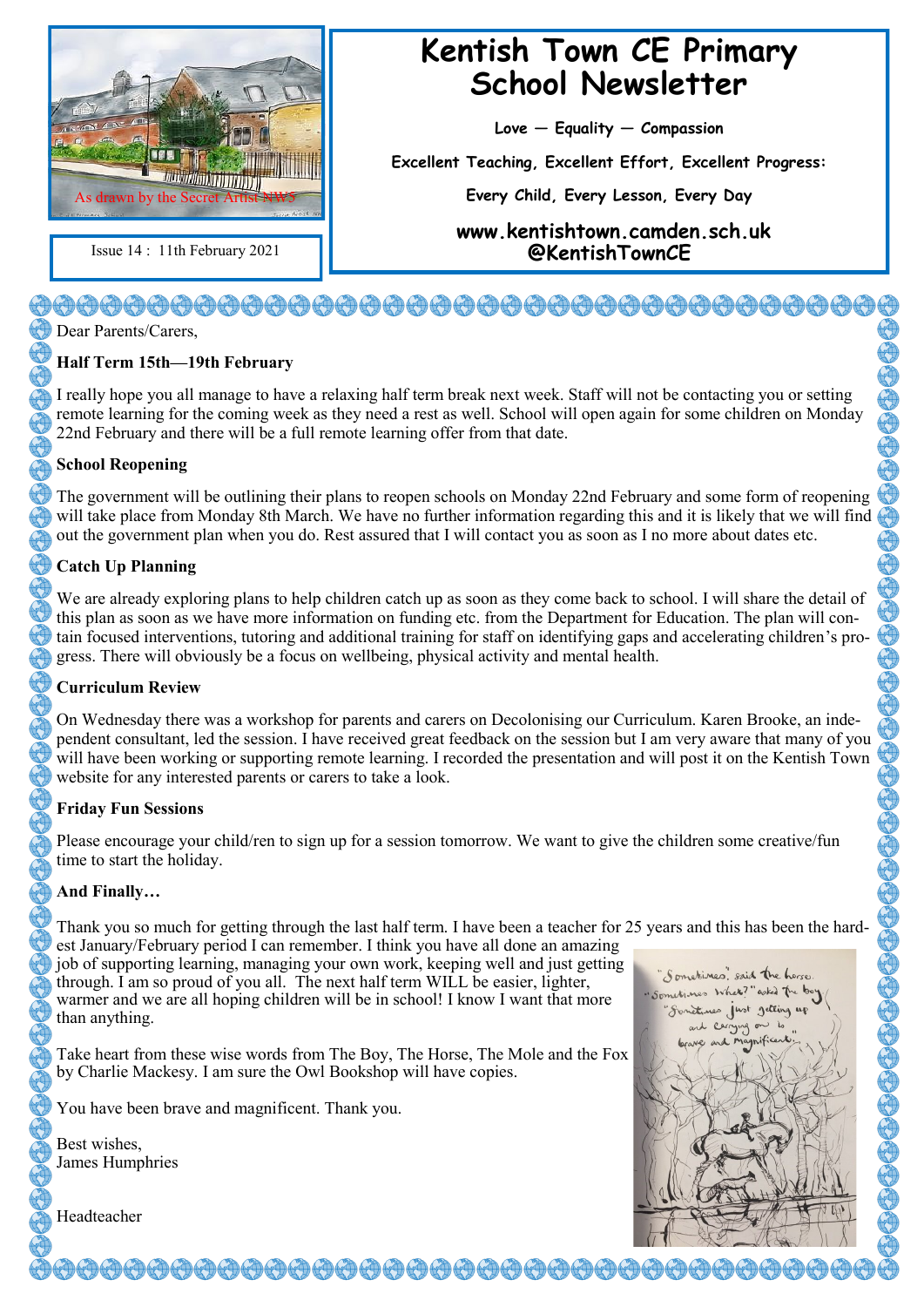As drawn by the Secret Artist NW5

Issue 14 : 11th February 2021

# Kentish Town CE Primary School Newsletter

**Love — Equality — Compassion**

**Excellent Teaching, Excellent Effort, Excellent Progress:**

**Every Child, Every Lesson, Every Day**

**www.kentishtown.camden.sch.uk**
**@KentishTownCE**

Dear Parents/Carers,

## Half Term 15th—19th February

I really hope you all manage to have a relaxing half term break next week. Staff will not be contacting you or setting remote learning for the coming week as they need a rest as well. School will open again for some children on Monday 22nd February and there will be a full remote learning offer from that date.

## School Reopening

The government will be outlining their plans to reopen schools on Monday 22nd February and some form of reopening will take place from Monday 8th March. We have no further information regarding this and it is likely that we will find out the government plan when you do. Rest assured that I will contact you as soon as I no more about dates etc.

## Catch Up Planning

We are already exploring plans to help children catch up as soon as they come back to school. I will share the detail of this plan as soon as we have more information on funding etc. from the Department for Education. The plan will contain focused interventions, tutoring and additional training for staff on identifying gaps and accelerating children's progress. There will obviously be a focus on wellbeing, physical activity and mental health.

## Curriculum Review

On Wednesday there was a workshop for parents and carers on Decolonising our Curriculum. Karen Brooke, an independent consultant, led the session. I have received great feedback on the session but I am very aware that many of you will have been working or supporting remote learning. I recorded the presentation and will post it on the Kentish Town website for any interested parents or carers to take a look.

## Friday Fun Sessions

Please encourage your child/ren to sign up for a session tomorrow. We want to give the children some creative/fun time to start the holiday.

## And Finally…

Thank you so much for getting through the last half term. I have been a teacher for 25 years and this has been the hardest January/February period I can remember. I think you have all done an amazing job of supporting learning, managing your own work, keeping well and just getting through. I am so proud of you all. The next half term WILL be easier, lighter, warmer and we are all hoping children will be in school! I know I want that more than anything.

Take heart from these wise words from The Boy, The Horse, The Mole and the Fox by Charlie Mackesy. I am sure the Owl Bookshop will have copies.

"Sometimes," said the horse.
"Sometimes what?" asked the boy.
"Sometimes just getting up and carrying on is brave and magnificent."

You have been brave and magnificent. Thank you.

Best wishes,
James Humphries

Headteacher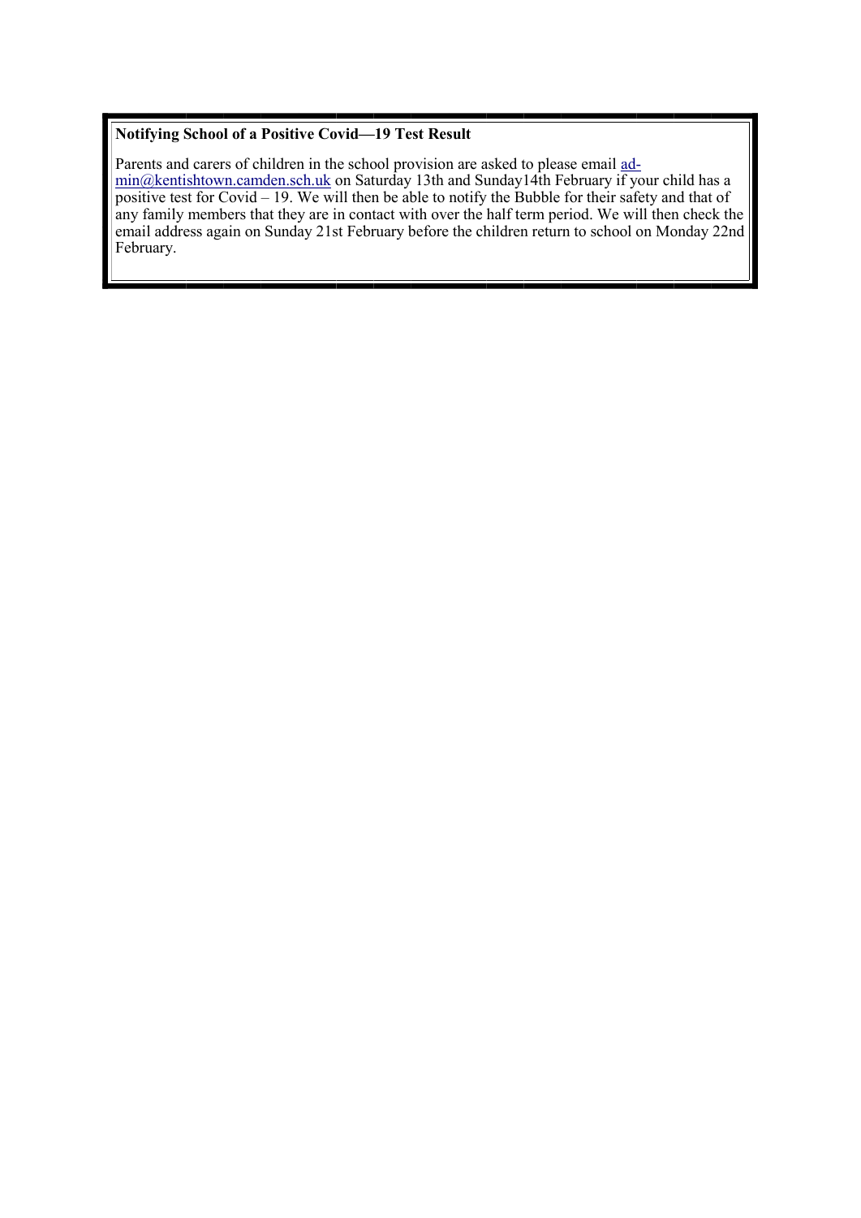**Notifying School of a Positive Covid—19 Test Result**

Parents and carers of children in the school provision are asked to please email admin@kentishtown.camden.sch.uk on Saturday 13th and Sunday14th February if your child has a positive test for Covid – 19. We will then be able to notify the Bubble for their safety and that of any family members that they are in contact with over the half term period. We will then check the email address again on Sunday 21st February before the children return to school on Monday 22nd February.